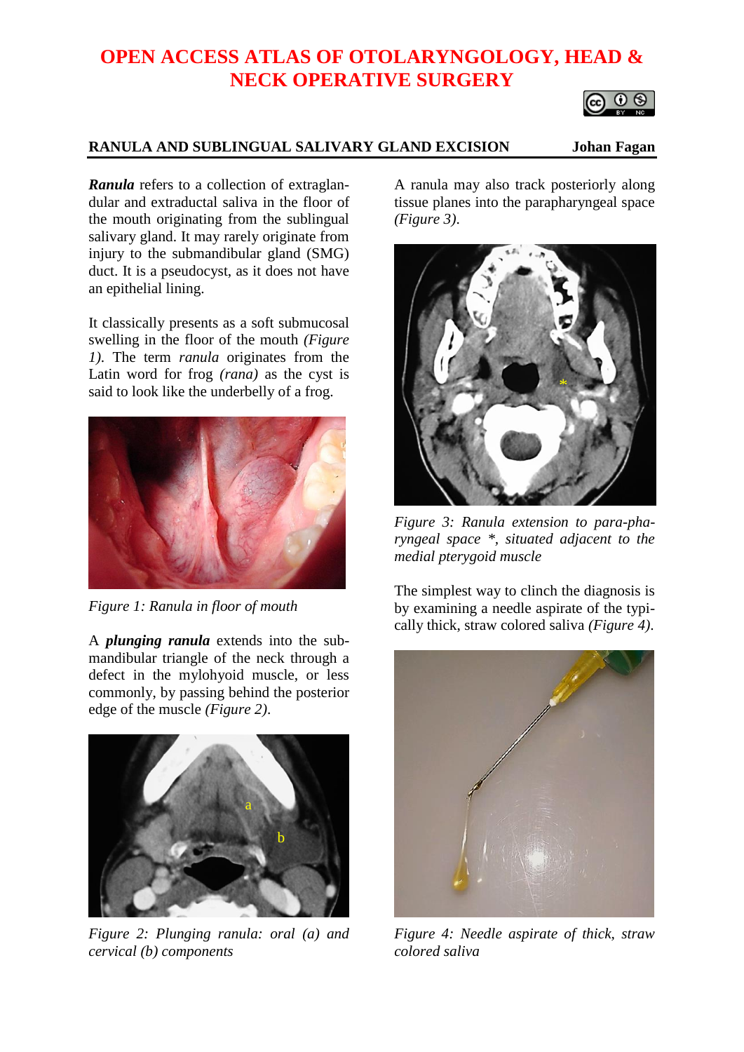# OPEN ACCESS ATLAS OF OTOLARYNGOLOGY, HEAD & NECK OPERATIVE SURGERY

## RANULA AND SUBLINGUAL SALIVARY GLAND EXCISION

**Johan Fagan**

***Ranula*** refers to a collection of extraglandular and extraductal saliva in the floor of the mouth originating from the sublingual salivary gland. It may rarely originate from injury to the submandibular gland (SMG) duct. It is a pseudocyst, as it does not have an epithelial lining.

It classically presents as a soft submucosal swelling in the floor of the mouth *(Figure 1).* The term *ranula* originates from the Latin word for frog *(rana)* as the cyst is said to look like the underbelly of a frog.

*Figure 1: Ranula in floor of mouth*

A ***plunging ranula*** extends into the submandibular triangle of the neck through a defect in the mylohyoid muscle, or less commonly, by passing behind the posterior edge of the muscle *(Figure 2).*

*Figure 2: Plunging ranula: oral (a) and cervical (b) components*

A ranula may also track posteriorly along tissue planes into the parapharyngeal space *(Figure 3).*

*Figure 3: Ranula extension to parapharyngeal space *, situated adjacent to the medial pterygoid muscle*

The simplest way to clinch the diagnosis is by examining a needle aspirate of the typically thick, straw colored saliva *(Figure 4).*

*Figure 4: Needle aspirate of thick, straw colored saliva*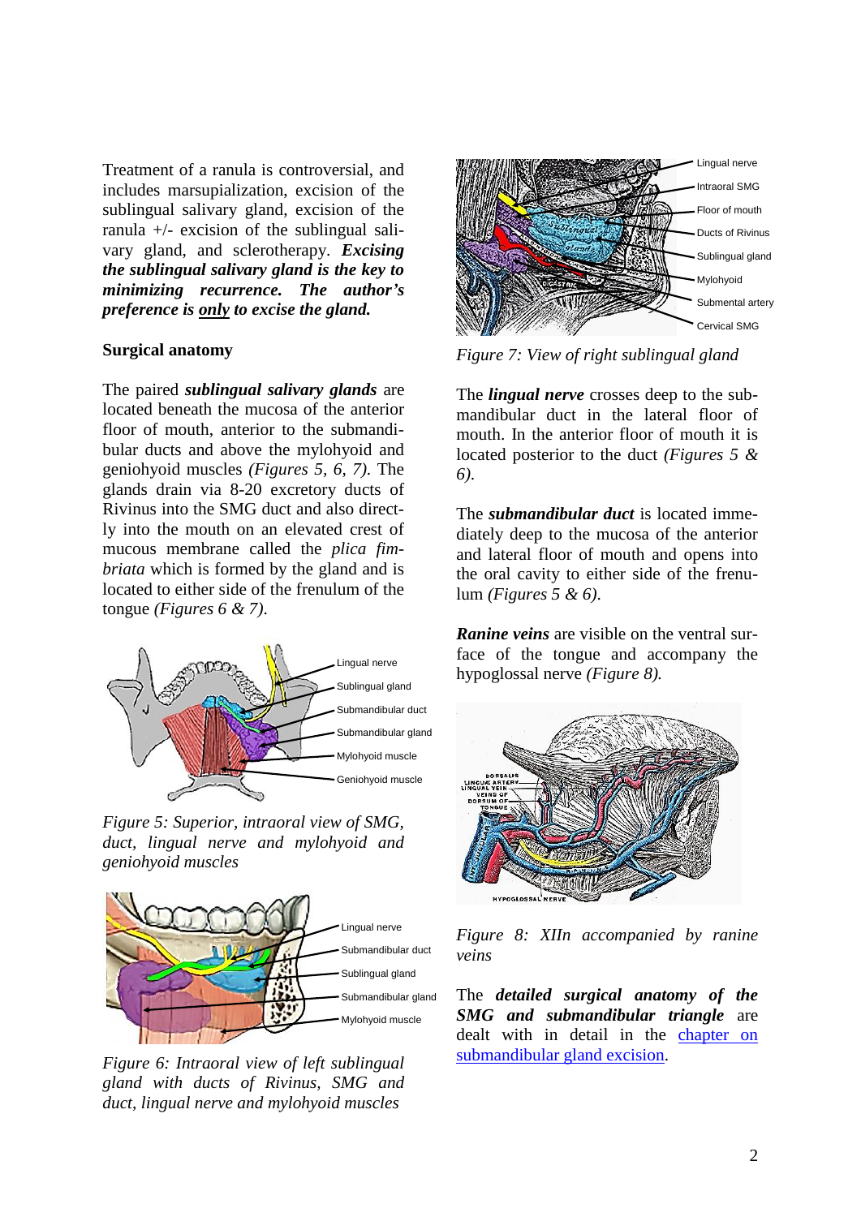Treatment of a ranula is controversial, and includes marsupialization, excision of the sublingual salivary gland, excision of the ranula +/- excision of the sublingual salivary gland, and sclerotherapy. ***Excising the sublingual salivary gland is the key to minimizing recurrence. The author's preference is only to excise the gland.***

**Surgical anatomy**

The paired ***sublingual salivary glands*** are located beneath the mucosa of the anterior floor of mouth, anterior to the submandibular ducts and above the mylohyoid and geniohyoid muscles *(Figures 5, 6, 7)*. The glands drain via 8-20 excretory ducts of Rivinus into the SMG duct and also directly into the mouth on an elevated crest of mucous membrane called the *plica fimbriata* which is formed by the gland and is located to either side of the frenulum of the tongue *(Figures 6 & 7)*.

*Figure 5: Superior, intraoral view of SMG, duct, lingual nerve and mylohyoid and geniohyoid muscles*

*Figure 6: Intraoral view of left sublingual gland with ducts of Rivinus, SMG and duct, lingual nerve and mylohyoid muscles*

*Figure 7: View of right sublingual gland*

The ***lingual nerve*** crosses deep to the submandibular duct in the lateral floor of mouth. In the anterior floor of mouth it is located posterior to the duct *(Figures 5 & 6)*.

The ***submandibular duct*** is located immediately deep to the mucosa of the anterior and lateral floor of mouth and opens into the oral cavity to either side of the frenulum *(Figures 5 & 6)*.

***Ranine veins*** are visible on the ventral surface of the tongue and accompany the hypoglossal nerve *(Figure 8)*.

*Figure 8: XIIn accompanied by ranine veins*

The ***detailed surgical anatomy of the SMG and submandibular triangle*** are dealt with in detail in the chapter on submandibular gland excision.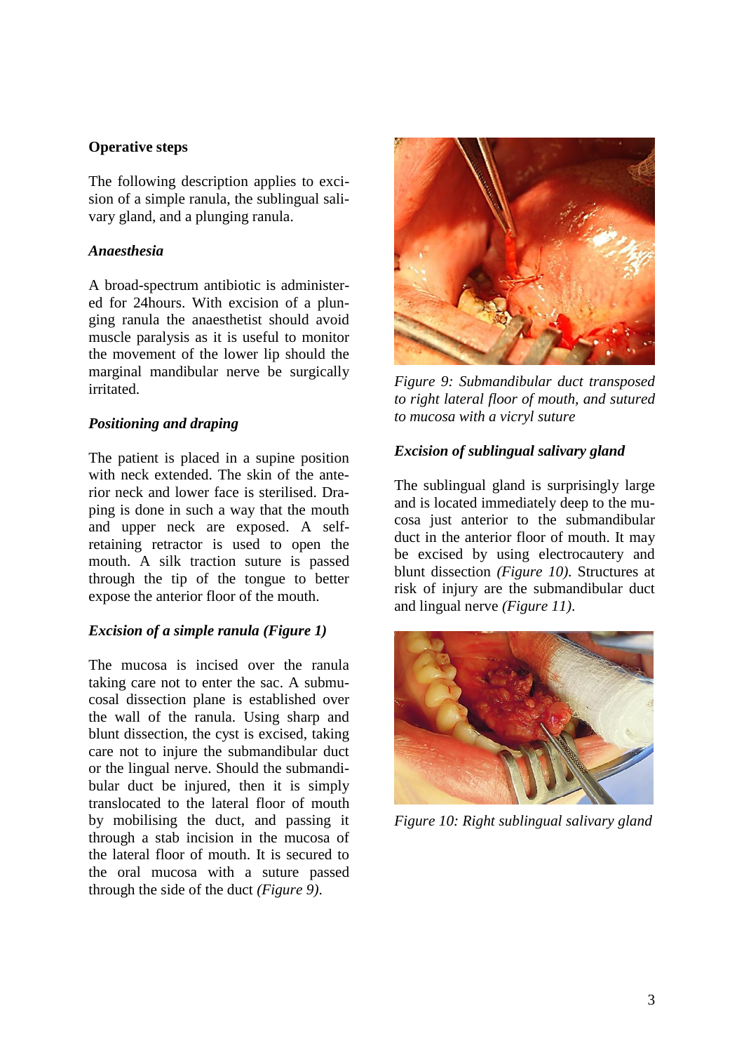## Operative steps

The following description applies to excision of a simple ranula, the sublingual salivary gland, and a plunging ranula.

### *Anaesthesia*

A broad-spectrum antibiotic is administered for 24hours. With excision of a plunging ranula the anaesthetist should avoid muscle paralysis as it is useful to monitor the movement of the lower lip should the marginal mandibular nerve be surgically irritated.

### *Positioning and draping*

The patient is placed in a supine position with neck extended. The skin of the anterior neck and lower face is sterilised. Draping is done in such a way that the mouth and upper neck are exposed. A self-retaining retractor is used to open the mouth. A silk traction suture is passed through the tip of the tongue to better expose the anterior floor of the mouth.

### *Excision of a simple ranula (Figure 1)*

The mucosa is incised over the ranula taking care not to enter the sac. A submucosal dissection plane is established over the wall of the ranula. Using sharp and blunt dissection, the cyst is excised, taking care not to injure the submandibular duct or the lingual nerve. Should the submandibular duct be injured, then it is simply translocated to the lateral floor of mouth by mobilising the duct, and passing it through a stab incision in the mucosa of the lateral floor of mouth. It is secured to the oral mucosa with a suture passed through the side of the duct *(Figure 9)*.

*Figure 9: Submandibular duct transposed to right lateral floor of mouth, and sutured to mucosa with a vicryl suture*

### *Excision of sublingual salivary gland*

The sublingual gland is surprisingly large and is located immediately deep to the mucosa just anterior to the submandibular duct in the anterior floor of mouth. It may be excised by using electrocautery and blunt dissection *(Figure 10)*. Structures at risk of injury are the submandibular duct and lingual nerve *(Figure 11)*.

*Figure 10: Right sublingual salivary gland*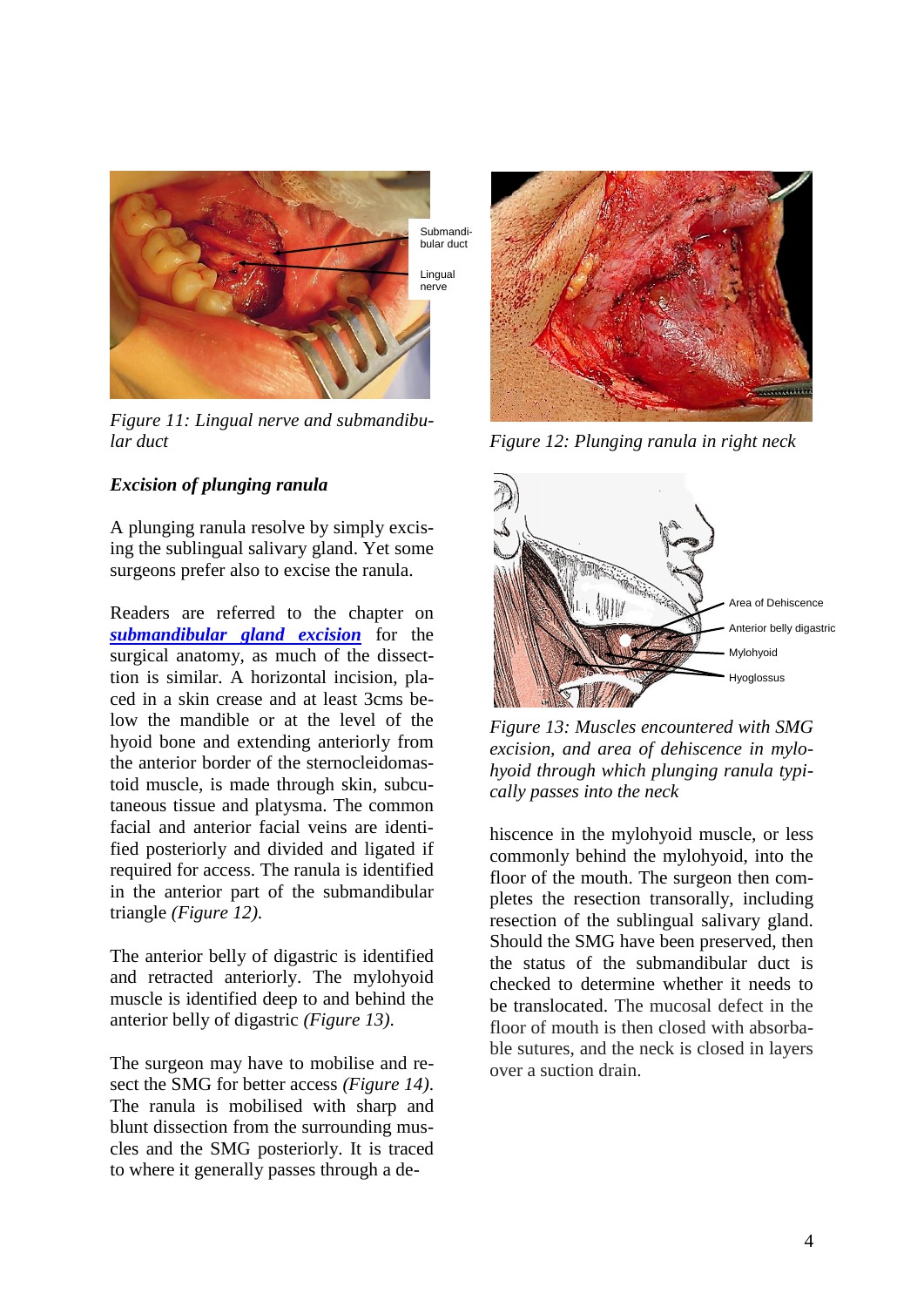*Figure 11: Lingual nerve and submandibular duct*

*Figure 12: Plunging ranula in right neck*

### *Excision of plunging ranula*

A plunging ranula resolve by simply excising the sublingual salivary gland. Yet some surgeons prefer also to excise the ranula.

Readers are referred to the chapter on ***submandibular gland excision*** for the surgical anatomy, as much of the dissecttion is similar. A horizontal incision, placed in a skin crease and at least 3cms below the mandible or at the level of the hyoid bone and extending anteriorly from the anterior border of the sternocleidomastoid muscle, is made through skin, subcutaneous tissue and platysma. The common facial and anterior facial veins are identified posteriorly and divided and ligated if required for access. The ranula is identified in the anterior part of the submandibular triangle *(Figure 12)*.

The anterior belly of digastric is identified and retracted anteriorly. The mylohyoid muscle is identified deep to and behind the anterior belly of digastric *(Figure 13)*.

The surgeon may have to mobilise and resect the SMG for better access *(Figure 14)*. The ranula is mobilised with sharp and blunt dissection from the surrounding muscles and the SMG posteriorly. It is traced to where it generally passes through a dehiscence in the mylohyoid muscle, or less commonly behind the mylohyoid, into the floor of the mouth. The surgeon then completes the resection transorally, including resection of the sublingual salivary gland. Should the SMG have been preserved, then the status of the submandibular duct is checked to determine whether it needs to be translocated. The mucosal defect in the floor of mouth is then closed with absorbable sutures, and the neck is closed in layers over a suction drain.

*Figure 13: Muscles encountered with SMG excision, and area of dehiscence in mylohyoid through which plunging ranula typically passes into the neck*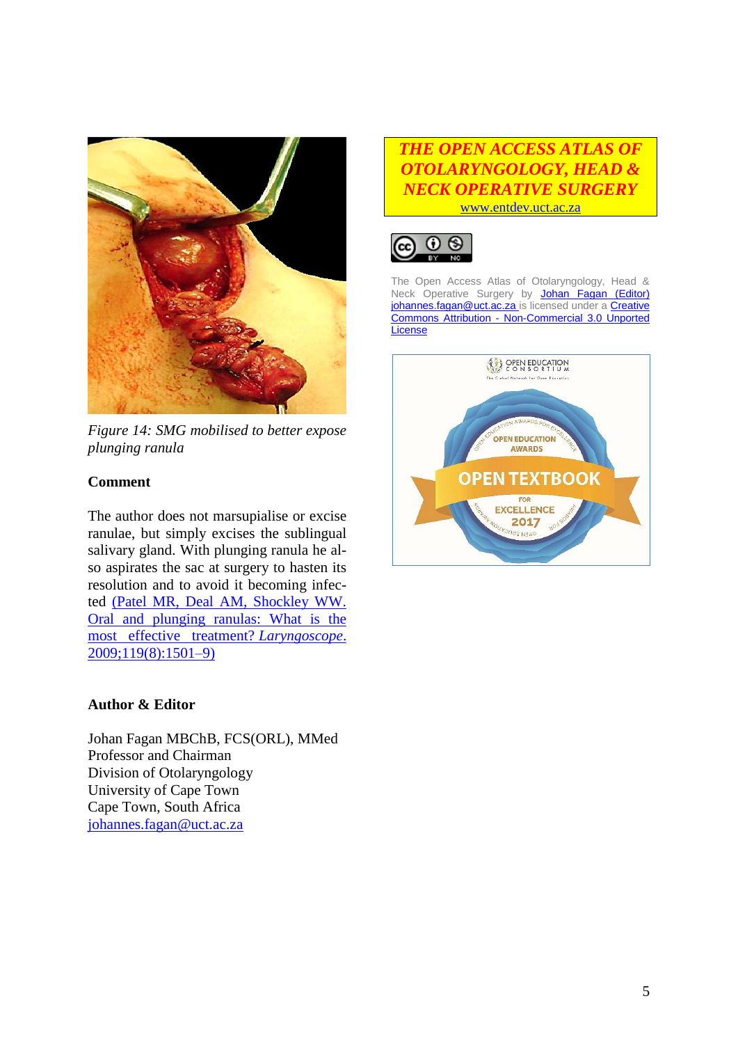*Figure 14: SMG mobilised to better expose plunging ranula*

## Comment

The author does not marsupialise or excise ranulae, but simply excises the sublingual salivary gland. With plunging ranula he also aspirates the sac at surgery to hasten its resolution and to avoid it becoming infected (Patel MR, Deal AM, Shockley WW. Oral and plunging ranulas: What is the most effective treatment? *Laryngoscope*. 2009;119(8):1501–9)

## Author & Editor

Johan Fagan MBChB, FCS(ORL), MMed
Professor and Chairman
Division of Otolaryngology
University of Cape Town
Cape Town, South Africa
johannes.fagan@uct.ac.za

***THE OPEN ACCESS ATLAS OF OTOLARYNGOLOGY, HEAD & NECK OPERATIVE SURGERY***
www.entdev.uct.ac.za

The Open Access Atlas of Otolaryngology, Head & Neck Operative Surgery by Johan Fagan (Editor) johannes.fagan@uct.ac.za is licensed under a Creative Commons Attribution - Non-Commercial 3.0 Unported License